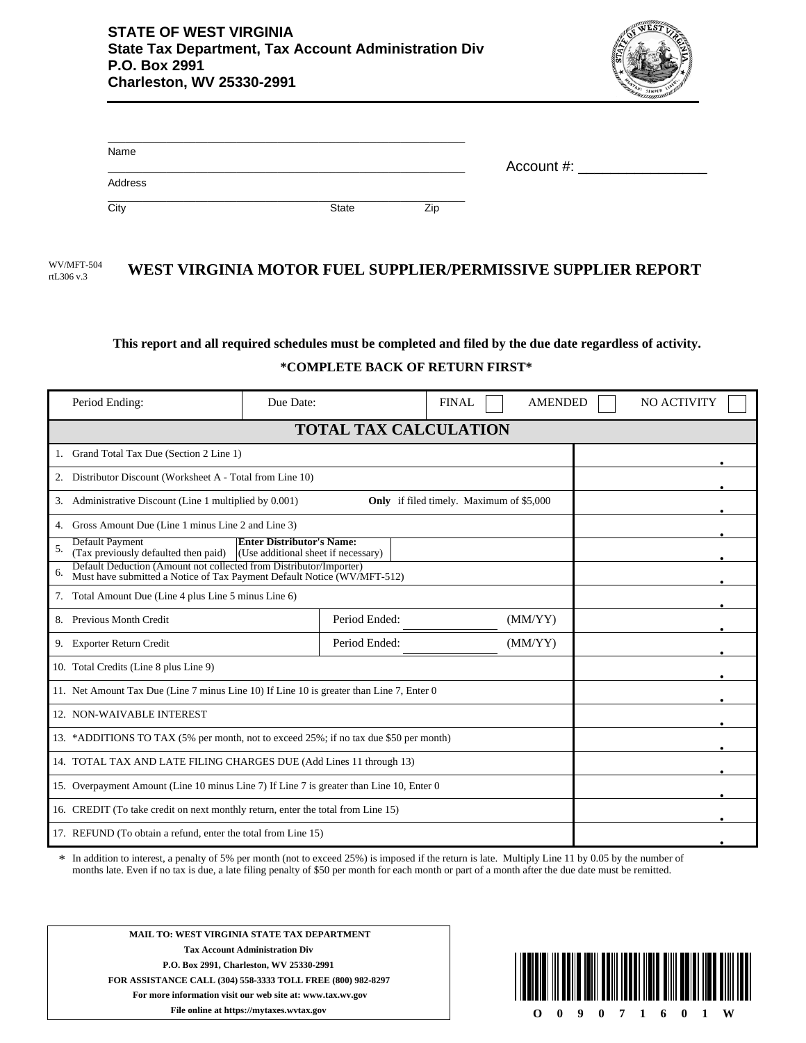**STATE OF WEST VIRGINIA**
**State Tax Department, Tax Account Administration Div**
**P.O. Box 2991**
**Charleston, WV 25330-2991**

Name ______________________________

Address ______________________________

City ______________ State ______ Zip ______

Account #: ________________

WV/MFT-504
rtL306 v.3

# WEST VIRGINIA MOTOR FUEL SUPPLIER/PERMISSIVE SUPPLIER REPORT

**This report and all required schedules must be completed and filed by the due date regardless of activity.**

**\*COMPLETE BACK OF RETURN FIRST\***

| Period Ending: | Due Date: | FINAL ☐ | AMENDED ☐ | NO ACTIVITY ☐ |
|---|---|---|---|---|

## TOTAL TAX CALCULATION

| Line | Description | Amount |
|---|---|---|
| 1. | Grand Total Tax Due (Section 2 Line 1) | . |
| 2. | Distributor Discount (Worksheet A - Total from Line 10) | . |
| 3. | Administrative Discount (Line 1 multiplied by 0.001) — **Only** if filed timely. Maximum of $5,000 | . |
| 4. | Gross Amount Due (Line 1 minus Line 2 and Line 3) | . |
| 5. | Default Payment (Tax previously defaulted then paid) — **Enter Distributor's Name:** (Use additional sheet if necessary) | . |
| 6. | Default Deduction (Amount not collected from Distributor/Importer) Must have submitted a Notice of Tax Payment Default Notice (WV/MFT-512) | . |
| 7. | Total Amount Due (Line 4 plus Line 5 minus Line 6) | . |
| 8. | Previous Month Credit — Period Ended: ________ (MM/YY) | . |
| 9. | Exporter Return Credit — Period Ended: ________ (MM/YY) | . |
| 10. | Total Credits (Line 8 plus Line 9) | . |
| 11. | Net Amount Tax Due (Line 7 minus Line 10) If Line 10 is greater than Line 7, Enter 0 | . |
| 12. | NON-WAIVABLE INTEREST | . |
| 13. | *ADDITIONS TO TAX (5% per month, not to exceed 25%; if no tax due $50 per month) | . |
| 14. | TOTAL TAX AND LATE FILING CHARGES DUE (Add Lines 11 through 13) | . |
| 15. | Overpayment Amount (Line 10 minus Line 7) If Line 7 is greater than Line 10, Enter 0 | . |
| 16. | CREDIT (To take credit on next monthly return, enter the total from Line 15) | . |
| 17. | REFUND (To obtain a refund, enter the total from Line 15) | . |

\* In addition to interest, a penalty of 5% per month (not to exceed 25%) is imposed if the return is late. Multiply Line 11 by 0.05 by the number of months late. Even if no tax is due, a late filing penalty of $50 per month for each month or part of a month after the due date must be remitted.

**MAIL TO: WEST VIRGINIA STATE TAX DEPARTMENT**
**Tax Account Administration Div**
**P.O. Box 2991, Charleston, WV 25330-2991**
**FOR ASSISTANCE CALL (304) 558-3333 TOLL FREE (800) 982-8297**
**For more information visit our web site at: www.tax.wv.gov**
**File online at https://mytaxes.wvtax.gov**

O 0 9 0 7 1 6 0 1 W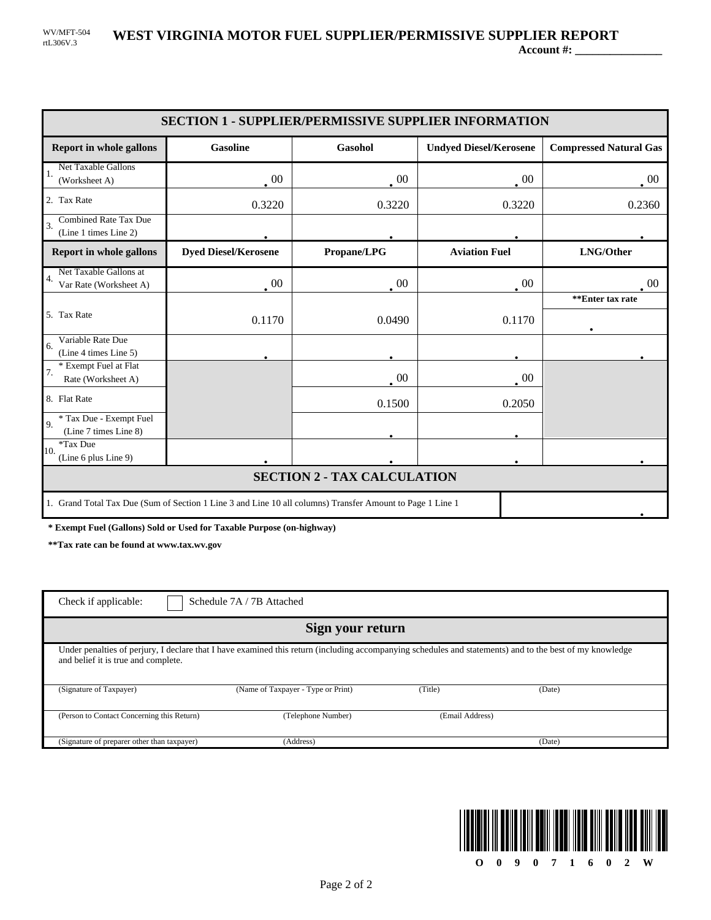WV/MFT-504
rtL306V.3

# WEST VIRGINIA MOTOR FUEL SUPPLIER/PERMISSIVE SUPPLIER REPORT

**Account #: _______________**

| SECTION 1 - SUPPLIER/PERMISSIVE SUPPLIER INFORMATION | | | | |
|---|---|---|---|---|
| **Report in whole gallons** | **Gasoline** | **Gasohol** | **Undyed Diesel/Kerosene** | **Compressed Natural Gas** |
| 1. Net Taxable Gallons (Worksheet A) | . 00 | . 00 | . 00 | . 00 |
| 2. Tax Rate | 0.3220 | 0.3220 | 0.3220 | 0.2360 |
| 3. Combined Rate Tax Due (Line 1 times Line 2) | . | . | . | . |
| **Report in whole gallons** | **Dyed Diesel/Kerosene** | **Propane/LPG** | **Aviation Fuel** | **LNG/Other** |
| 4. Net Taxable Gallons at Var Rate (Worksheet A) | . 00 | . 00 | . 00 | . 00 |
| 5. Tax Rate | 0.1170 | 0.0490 | 0.1170 | **\*\*Enter tax rate** . |
| 6. Variable Rate Due (Line 4 times Line 5) | . | . | . | . |
| 7. * Exempt Fuel at Flat Rate (Worksheet A) | | . 00 | . 00 | |
| 8. Flat Rate | | 0.1500 | 0.2050 | |
| 9. * Tax Due - Exempt Fuel (Line 7 times Line 8) | | . | . | |
| 10. *Tax Due (Line 6 plus Line 9) | . | . | . | . |

| SECTION 2 - TAX CALCULATION | |
|---|---|
| 1. Grand Total Tax Due (Sum of Section 1 Line 3 and Line 10 all columns) Transfer Amount to Page 1 Line 1 | . |

**\* Exempt Fuel (Gallons) Sold or Used for Taxable Purpose (on-highway)**

**\*\*Tax rate can be found at www.tax.wv.gov**

Check if applicable: ☐ Schedule 7A / 7B Attached

## Sign your return

Under penalties of perjury, I declare that I have examined this return (including accompanying schedules and statements) and to the best of my knowledge and belief it is true and complete.

| (Signature of Taxpayer) | (Name of Taxpayer - Type or Print) | (Title) | (Date) |
|---|---|---|---|
| (Person to Contact Concerning this Return) | (Telephone Number) | (Email Address) | |
| (Signature of preparer other than taxpayer) | (Address) | | (Date) |

O 0 9 0 7 1 6 0 2 W